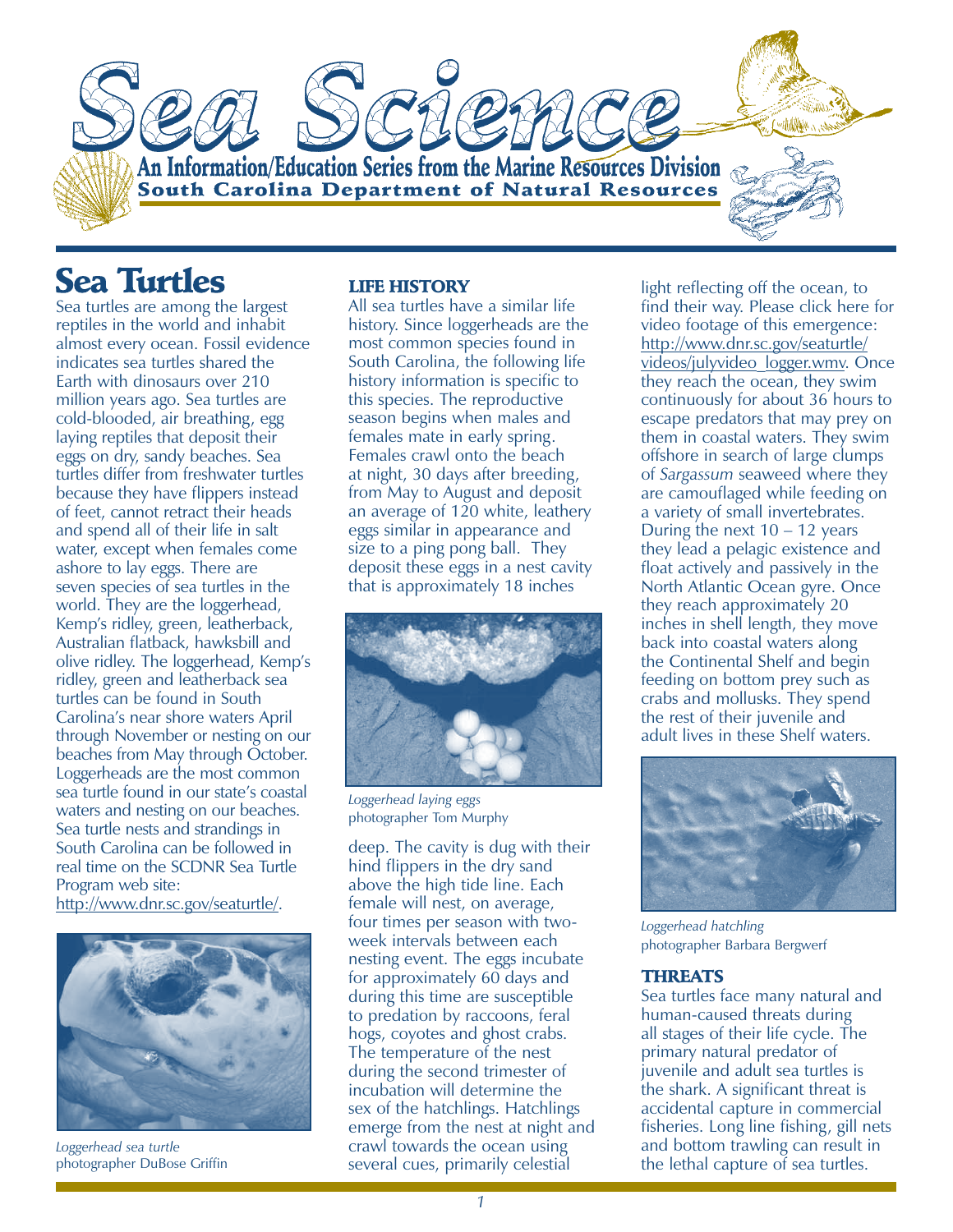# Sea Science

**An Information/Education Series from the Marine Resources Division**
**South Carolina Department of Natural Resources**

## Sea Turtles

Sea turtles are among the largest reptiles in the world and inhabit almost every ocean. Fossil evidence indicates sea turtles shared the Earth with dinosaurs over 210 million years ago. Sea turtles are cold-blooded, air breathing, egg laying reptiles that deposit their eggs on dry, sandy beaches. Sea turtles differ from freshwater turtles because they have flippers instead of feet, cannot retract their heads and spend all of their life in salt water, except when females come ashore to lay eggs. There are seven species of sea turtles in the world. They are the loggerhead, Kemp's ridley, green, leatherback, Australian flatback, hawksbill and olive ridley. The loggerhead, Kemp's ridley, green and leatherback sea turtles can be found in South Carolina's near shore waters April through November or nesting on our beaches from May through October. Loggerheads are the most common sea turtle found in our state's coastal waters and nesting on our beaches. Sea turtle nests and strandings in South Carolina can be followed in real time on the SCDNR Sea Turtle Program web site: http://www.dnr.sc.gov/seaturtle/.

*Loggerhead sea turtle*
photographer DuBose Griffin

### LIFE HISTORY

All sea turtles have a similar life history. Since loggerheads are the most common species found in South Carolina, the following life history information is specific to this species. The reproductive season begins when males and females mate in early spring. Females crawl onto the beach at night, 30 days after breeding, from May to August and deposit an average of 120 white, leathery eggs similar in appearance and size to a ping pong ball. They deposit these eggs in a nest cavity that is approximately 18 inches deep. The cavity is dug with their hind flippers in the dry sand above the high tide line. Each female will nest, on average, four times per season with two-week intervals between each nesting event. The eggs incubate for approximately 60 days and during this time are susceptible to predation by raccoons, feral hogs, coyotes and ghost crabs. The temperature of the nest during the second trimester of incubation will determine the sex of the hatchlings. Hatchlings emerge from the nest at night and crawl towards the ocean using several cues, primarily celestial light reflecting off the ocean, to find their way. Please click here for video footage of this emergence: http://www.dnr.sc.gov/seaturtle/videos/julyvideo_logger.wmv. Once they reach the ocean, they swim continuously for about 36 hours to escape predators that may prey on them in coastal waters. They swim offshore in search of large clumps of *Sargassum* seaweed where they are camouflaged while feeding on a variety of small invertebrates. During the next 10 – 12 years they lead a pelagic existence and float actively and passively in the North Atlantic Ocean gyre. Once they reach approximately 20 inches in shell length, they move back into coastal waters along the Continental Shelf and begin feeding on bottom prey such as crabs and mollusks. They spend the rest of their juvenile and adult lives in these Shelf waters.

*Loggerhead laying eggs*
photographer Tom Murphy

*Loggerhead hatchling*
photographer Barbara Bergwerf

### THREATS

Sea turtles face many natural and human-caused threats during all stages of their life cycle. The primary natural predator of juvenile and adult sea turtles is the shark. A significant threat is accidental capture in commercial fisheries. Long line fishing, gill nets and bottom trawling can result in the lethal capture of sea turtles.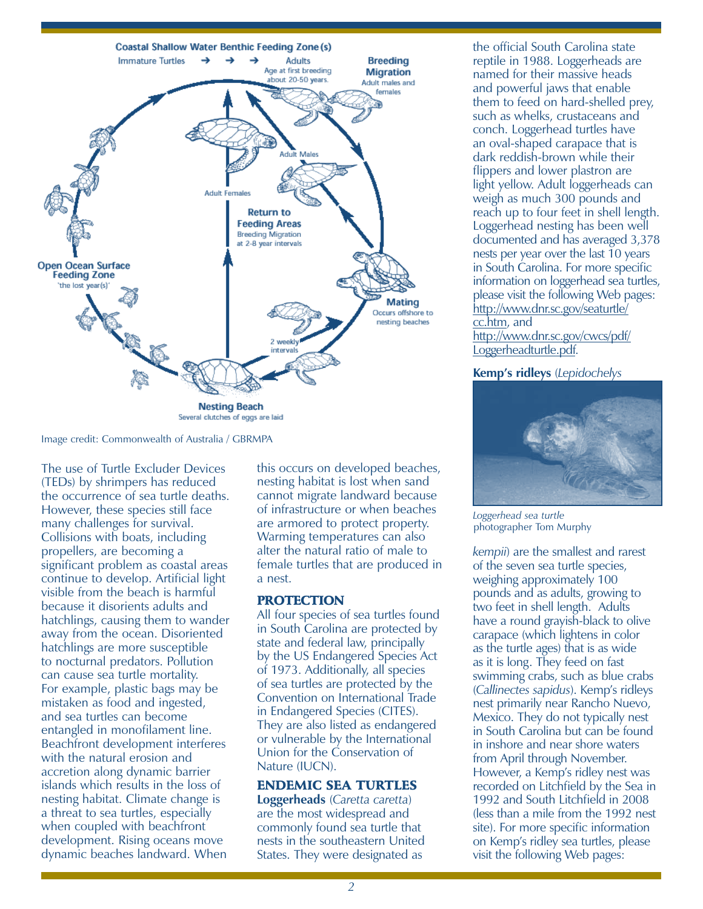Image credit: Commonwealth of Australia / GBRMPA

The use of Turtle Excluder Devices (TEDs) by shrimpers has reduced the occurrence of sea turtle deaths. However, these species still face many challenges for survival. Collisions with boats, including propellers, are becoming a significant problem as coastal areas continue to develop. Artificial light visible from the beach is harmful because it disorients adults and hatchlings, causing them to wander away from the ocean. Disoriented hatchlings are more susceptible to nocturnal predators. Pollution can cause sea turtle mortality. For example, plastic bags may be mistaken as food and ingested, and sea turtles can become entangled in monofilament line. Beachfront development interferes with the natural erosion and accretion along dynamic barrier islands which results in the loss of nesting habitat. Climate change is a threat to sea turtles, especially when coupled with beachfront development. Rising oceans move dynamic beaches landward. When this occurs on developed beaches, nesting habitat is lost when sand cannot migrate landward because of infrastructure or when beaches are armored to protect property. Warming temperatures can also alter the natural ratio of male to female turtles that are produced in a nest.

## PROTECTION

All four species of sea turtles found in South Carolina are protected by state and federal law, principally by the US Endangered Species Act of 1973. Additionally, all species of sea turtles are protected by the Convention on International Trade in Endangered Species (CITES). They are also listed as endangered or vulnerable by the International Union for the Conservation of Nature (IUCN).

## ENDEMIC SEA TURTLES

**Loggerheads** (*Caretta caretta*) are the most widespread and commonly found sea turtle that nests in the southeastern United States. They were designated as the official South Carolina state reptile in 1988. Loggerheads are named for their massive heads and powerful jaws that enable them to feed on hard-shelled prey, such as whelks, crustaceans and conch. Loggerhead turtles have an oval-shaped carapace that is dark reddish-brown while their flippers and lower plastron are light yellow. Adult loggerheads can weigh as much 300 pounds and reach up to four feet in shell length. Loggerhead nesting has been well documented and has averaged 3,378 nests per year over the last 10 years in South Carolina. For more specific information on loggerhead sea turtles, please visit the following Web pages: http://www.dnr.sc.gov/seaturtle/cc.htm, and http://www.dnr.sc.gov/cwcs/pdf/Loggerheadturtle.pdf.

*Loggerhead sea turtle*
photographer Tom Murphy

**Kemp's ridleys** (*Lepidochelys kempii*) are the smallest and rarest of the seven sea turtle species, weighing approximately 100 pounds and as adults, growing to two feet in shell length. Adults have a round grayish-black to olive carapace (which lightens in color as the turtle ages) that is as wide as it is long. They feed on fast swimming crabs, such as blue crabs (*Callinectes sapidus*). Kemp's ridleys nest primarily near Rancho Nuevo, Mexico. They do not typically nest in South Carolina but can be found in inshore and near shore waters from April through November. However, a Kemp's ridley nest was recorded on Litchfield by the Sea in 1992 and South Litchfield in 2008 (less than a mile from the 1992 nest site). For more specific information on Kemp's ridley sea turtles, please visit the following Web pages: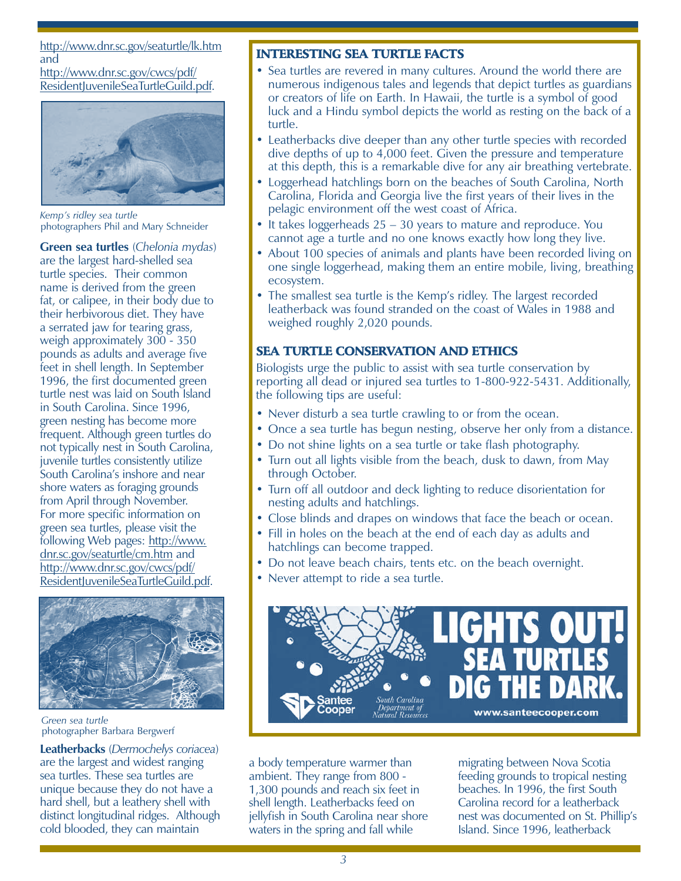http://www.dnr.sc.gov/seaturtle/lk.htm and http://www.dnr.sc.gov/cwcs/pdf/ResidentJuvenileSeaTurtleGuild.pdf.

*Kemp's ridley sea turtle*
photographers Phil and Mary Schneider

**Green sea turtles** (*Chelonia mydas*) are the largest hard-shelled sea turtle species. Their common name is derived from the green fat, or calipee, in their body due to their herbivorous diet. They have a serrated jaw for tearing grass, weigh approximately 300 - 350 pounds as adults and average five feet in shell length. In September 1996, the first documented green turtle nest was laid on South Island in South Carolina. Since 1996, green nesting has become more frequent. Although green turtles do not typically nest in South Carolina, juvenile turtles consistently utilize South Carolina's inshore and near shore waters as foraging grounds from April through November. For more specific information on green sea turtles, please visit the following Web pages: http://www.dnr.sc.gov/seaturtle/cm.htm and http://www.dnr.sc.gov/cwcs/pdf/ResidentJuvenileSeaTurtleGuild.pdf.

*Green sea turtle*
photographer Barbara Bergwerf

**Leatherbacks** (*Dermochelys coriacea*) are the largest and widest ranging sea turtles. These sea turtles are unique because they do not have a hard shell, but a leathery shell with distinct longitudinal ridges. Although cold blooded, they can maintain a body temperature warmer than ambient. They range from 800 - 1,300 pounds and reach six feet in shell length. Leatherbacks feed on jellyfish in South Carolina near shore waters in the spring and fall while migrating between Nova Scotia feeding grounds to tropical nesting beaches. In 1996, the first South Carolina record for a leatherback nest was documented on St. Phillip's Island. Since 1996, leatherback

## INTERESTING SEA TURTLE FACTS

- Sea turtles are revered in many cultures. Around the world there are numerous indigenous tales and legends that depict turtles as guardians or creators of life on Earth. In Hawaii, the turtle is a symbol of good luck and a Hindu symbol depicts the world as resting on the back of a turtle.
- Leatherbacks dive deeper than any other turtle species with recorded dive depths of up to 4,000 feet. Given the pressure and temperature at this depth, this is a remarkable dive for any air breathing vertebrate.
- Loggerhead hatchlings born on the beaches of South Carolina, North Carolina, Florida and Georgia live the first years of their lives in the pelagic environment off the west coast of Africa.
- It takes loggerheads 25 – 30 years to mature and reproduce. You cannot age a turtle and no one knows exactly how long they live.
- About 100 species of animals and plants have been recorded living on one single loggerhead, making them an entire mobile, living, breathing ecosystem.
- The smallest sea turtle is the Kemp's ridley. The largest recorded leatherback was found stranded on the coast of Wales in 1988 and weighed roughly 2,020 pounds.

## SEA TURTLE CONSERVATION AND ETHICS

Biologists urge the public to assist with sea turtle conservation by reporting all dead or injured sea turtles to 1-800-922-5431. Additionally, the following tips are useful:

- Never disturb a sea turtle crawling to or from the ocean.
- Once a sea turtle has begun nesting, observe her only from a distance.
- Do not shine lights on a sea turtle or take flash photography.
- Turn out all lights visible from the beach, dusk to dawn, from May through October.
- Turn off all outdoor and deck lighting to reduce disorientation for nesting adults and hatchlings.
- Close blinds and drapes on windows that face the beach or ocean.
- Fill in holes on the beach at the end of each day as adults and hatchlings can become trapped.
- Do not leave beach chairs, tents etc. on the beach overnight.
- Never attempt to ride a sea turtle.

LIGHTS OUT! SEA TURTLES DIG THE DARK.
Santee Cooper — South Carolina Department of Natural Resources
www.santeecooper.com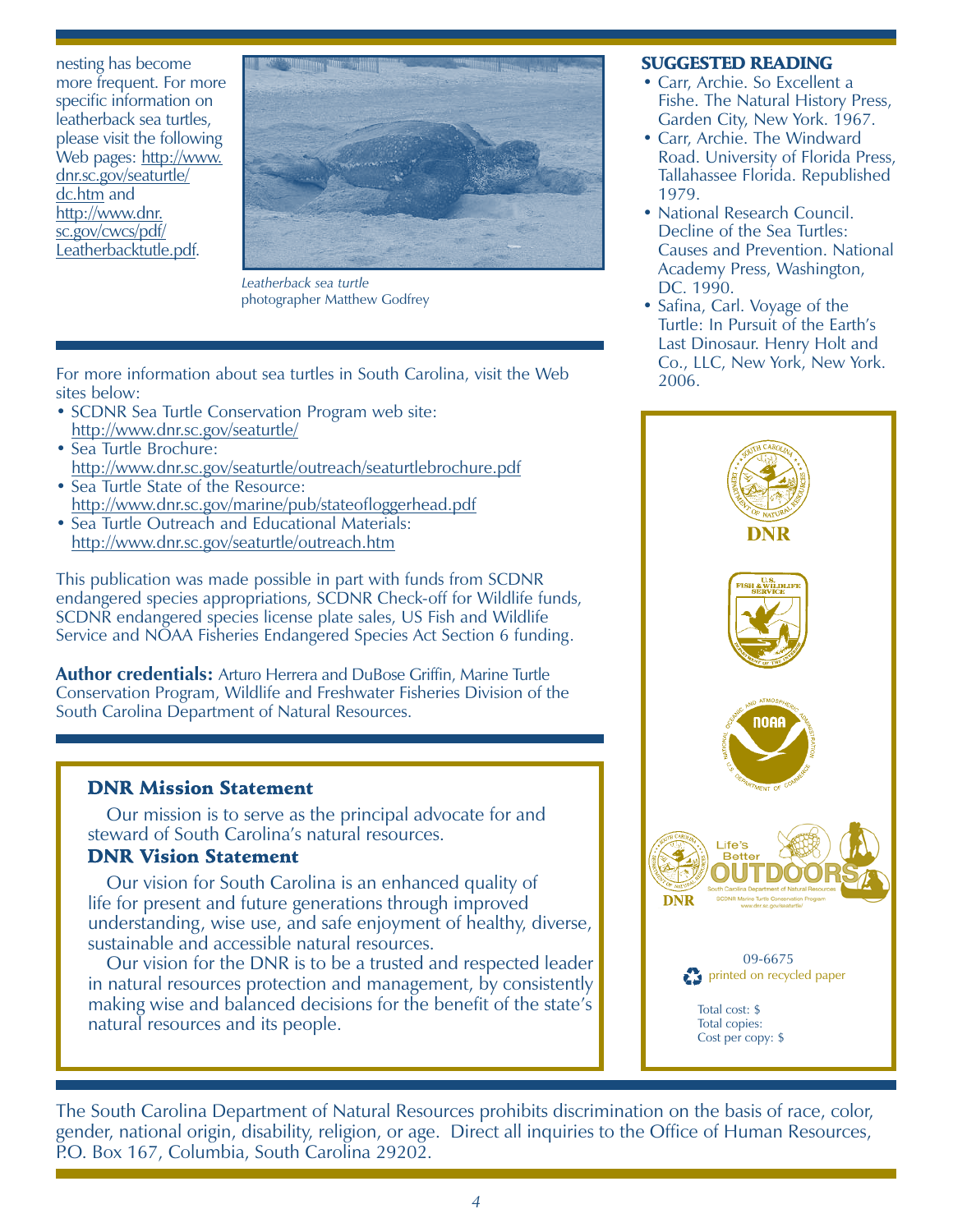nesting has become more frequent. For more specific information on leatherback sea turtles, please visit the following Web pages: http://www.dnr.sc.gov/seaturtle/dc.htm and http://www.dnr.sc.gov/cwcs/pdf/Leatherbacktutle.pdf.

*Leatherback sea turtle*
photographer Matthew Godfrey

## SUGGESTED READING

- Carr, Archie. So Excellent a Fishe. The Natural History Press, Garden City, New York. 1967.
- Carr, Archie. The Windward Road. University of Florida Press, Tallahassee Florida. Republished 1979.
- National Research Council. Decline of the Sea Turtles: Causes and Prevention. National Academy Press, Washington, DC. 1990.
- Safina, Carl. Voyage of the Turtle: In Pursuit of the Earth's Last Dinosaur. Henry Holt and Co., LLC, New York, New York. 2006.

For more information about sea turtles in South Carolina, visit the Web sites below:

- SCDNR Sea Turtle Conservation Program web site: http://www.dnr.sc.gov/seaturtle/
- Sea Turtle Brochure: http://www.dnr.sc.gov/seaturtle/outreach/seaturtlebrochure.pdf
- Sea Turtle State of the Resource: http://www.dnr.sc.gov/marine/pub/stateofloggerhead.pdf
- Sea Turtle Outreach and Educational Materials: http://www.dnr.sc.gov/seaturtle/outreach.htm

This publication was made possible in part with funds from SCDNR endangered species appropriations, SCDNR Check-off for Wildlife funds, SCDNR endangered species license plate sales, US Fish and Wildlife Service and NOAA Fisheries Endangered Species Act Section 6 funding.

**Author credentials:** Arturo Herrera and DuBose Griffin, Marine Turtle Conservation Program, Wildlife and Freshwater Fisheries Division of the South Carolina Department of Natural Resources.

## DNR Mission Statement

Our mission is to serve as the principal advocate for and steward of South Carolina's natural resources.

## DNR Vision Statement

Our vision for South Carolina is an enhanced quality of life for present and future generations through improved understanding, wise use, and safe enjoyment of healthy, diverse, sustainable and accessible natural resources.

Our vision for the DNR is to be a trusted and respected leader in natural resources protection and management, by consistently making wise and balanced decisions for the benefit of the state's natural resources and its people.

DNR

U.S. FISH & WILDLIFE SERVICE

NOAA

Life's Better OUTDOORS
South Carolina Department of Natural Resources
SCDNR Marine Turtle Conservation Program
www.dnr.sc.gov/seaturtle/

09-6675
printed on recycled paper

Total cost: $
Total copies:
Cost per copy: $

The South Carolina Department of Natural Resources prohibits discrimination on the basis of race, color, gender, national origin, disability, religion, or age. Direct all inquiries to the Office of Human Resources, P.O. Box 167, Columbia, South Carolina 29202.